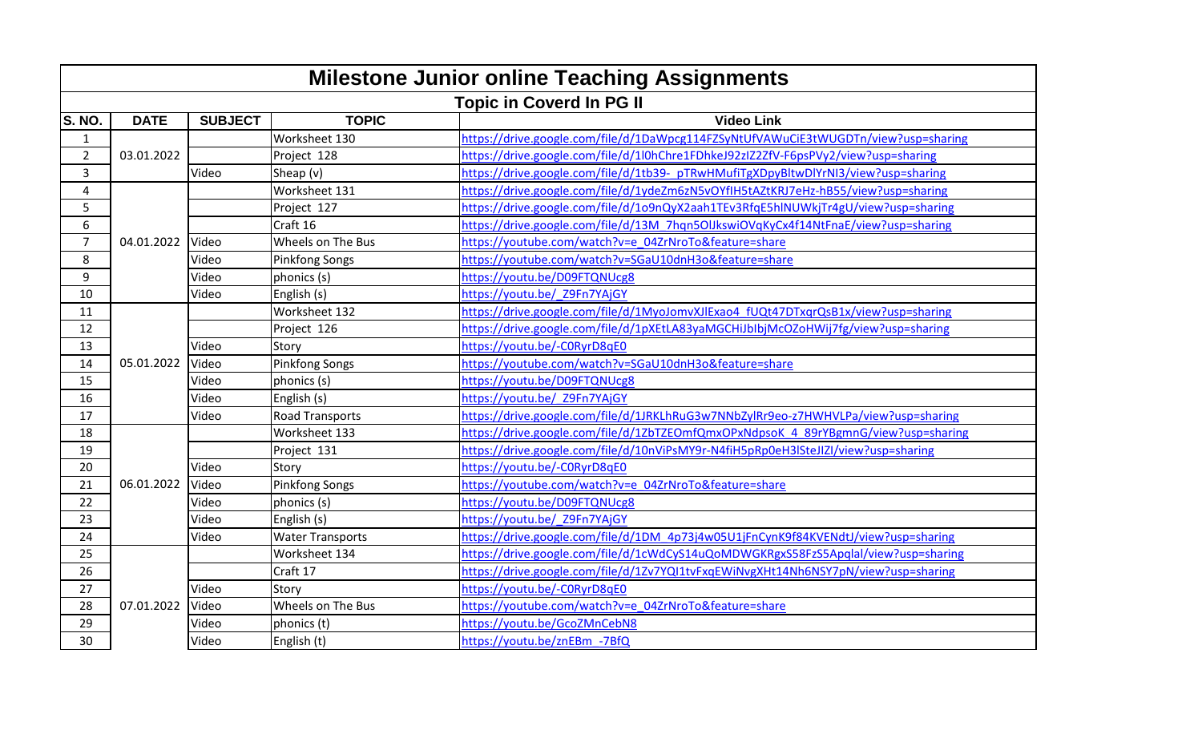# Milestone Junior online Teaching Assignments

## Topic in Coverd In PG II

| S. NO. | DATE | SUBJECT | TOPIC | Video Link |
|---|---|---|---|---|
| 1 | 03.01.2022 | | Worksheet 130 | https://drive.google.com/file/d/1DaWpcg114FZSyNtUfVAWuCiE3tWUGDTn/view?usp=sharing |
| 2 | | | Project 128 | https://drive.google.com/file/d/1l0hChre1FDhkeJ92zIZ2ZfV-F6psPVy2/view?usp=sharing |
| 3 | | Video | Sheap (v) | https://drive.google.com/file/d/1tb39-_pTRwHMufiTgXDpyBltwDlYrNI3/view?usp=sharing |
| 4 | 04.01.2022 | | Worksheet 131 | https://drive.google.com/file/d/1ydeZm6zN5vOYfIH5tAZtKRJ7eHz-hB55/view?usp=sharing |
| 5 | | | Project 127 | https://drive.google.com/file/d/1o9nQyX2aah1TEv3RfqE5hlNUWkjTr4gU/view?usp=sharing |
| 6 | | | Craft 16 | https://drive.google.com/file/d/13M_7hqn5OlJkswiOVqKyCx4f14NtFnaE/view?usp=sharing |
| 7 | | Video | Wheels on The Bus | https://youtube.com/watch?v=e_04ZrNroTo&feature=share |
| 8 | | Video | Pinkfong Songs | https://youtube.com/watch?v=SGaU10dnH3o&feature=share |
| 9 | | Video | phonics (s) | https://youtu.be/D09FTQNUcg8 |
| 10 | | Video | English (s) | https://youtu.be/_Z9Fn7YAjGY |
| 11 | 05.01.2022 | | Worksheet 132 | https://drive.google.com/file/d/1MyoJomvXJlExao4_fUQt47DTxqrQsB1x/view?usp=sharing |
| 12 | | | Project 126 | https://drive.google.com/file/d/1pXEtLA83yaMGCHiJbIbjMcOZoHWij7fg/view?usp=sharing |
| 13 | | Video | Story | https://youtu.be/-C0RyrD8qE0 |
| 14 | | Video | Pinkfong Songs | https://youtube.com/watch?v=SGaU10dnH3o&feature=share |
| 15 | | Video | phonics (s) | https://youtu.be/D09FTQNUcg8 |
| 16 | | Video | English (s) | https://youtu.be/_Z9Fn7YAjGY |
| 17 | | Video | Road Transports | https://drive.google.com/file/d/1JRKLhRuG3w7NNbZylRr9eo-z7HWHVLPa/view?usp=sharing |
| 18 | 06.01.2022 | | Worksheet 133 | https://drive.google.com/file/d/1ZbTZEOmfQmxOPxNdpsoK_4_89rYBgmnG/view?usp=sharing |
| 19 | | | Project 131 | https://drive.google.com/file/d/10nViPsMY9r-N4fiH5pRp0eH3lSteJIZI/view?usp=sharing |
| 20 | | Video | Story | https://youtu.be/-C0RyrD8qE0 |
| 21 | | Video | Pinkfong Songs | https://youtube.com/watch?v=e_04ZrNroTo&feature=share |
| 22 | | Video | phonics (s) | https://youtu.be/D09FTQNUcg8 |
| 23 | | Video | English (s) | https://youtu.be/_Z9Fn7YAjGY |
| 24 | | Video | Water Transports | https://drive.google.com/file/d/1DM_4p73j4w05U1jFnCynK9f84KVENdtJ/view?usp=sharing |
| 25 | 07.01.2022 | | Worksheet 134 | https://drive.google.com/file/d/1cWdCyS14uQoMDWGKRgxS58FzS5Apqlal/view?usp=sharing |
| 26 | | | Craft 17 | https://drive.google.com/file/d/1Zv7YQI1tvFxqEWiNvgXHt14Nh6NSY7pN/view?usp=sharing |
| 27 | | Video | Story | https://youtu.be/-C0RyrD8qE0 |
| 28 | | Video | Wheels on The Bus | https://youtube.com/watch?v=e_04ZrNroTo&feature=share |
| 29 | | Video | phonics (t) | https://youtu.be/GcoZMnCebN8 |
| 30 | | Video | English (t) | https://youtu.be/znEBm_-7BfQ |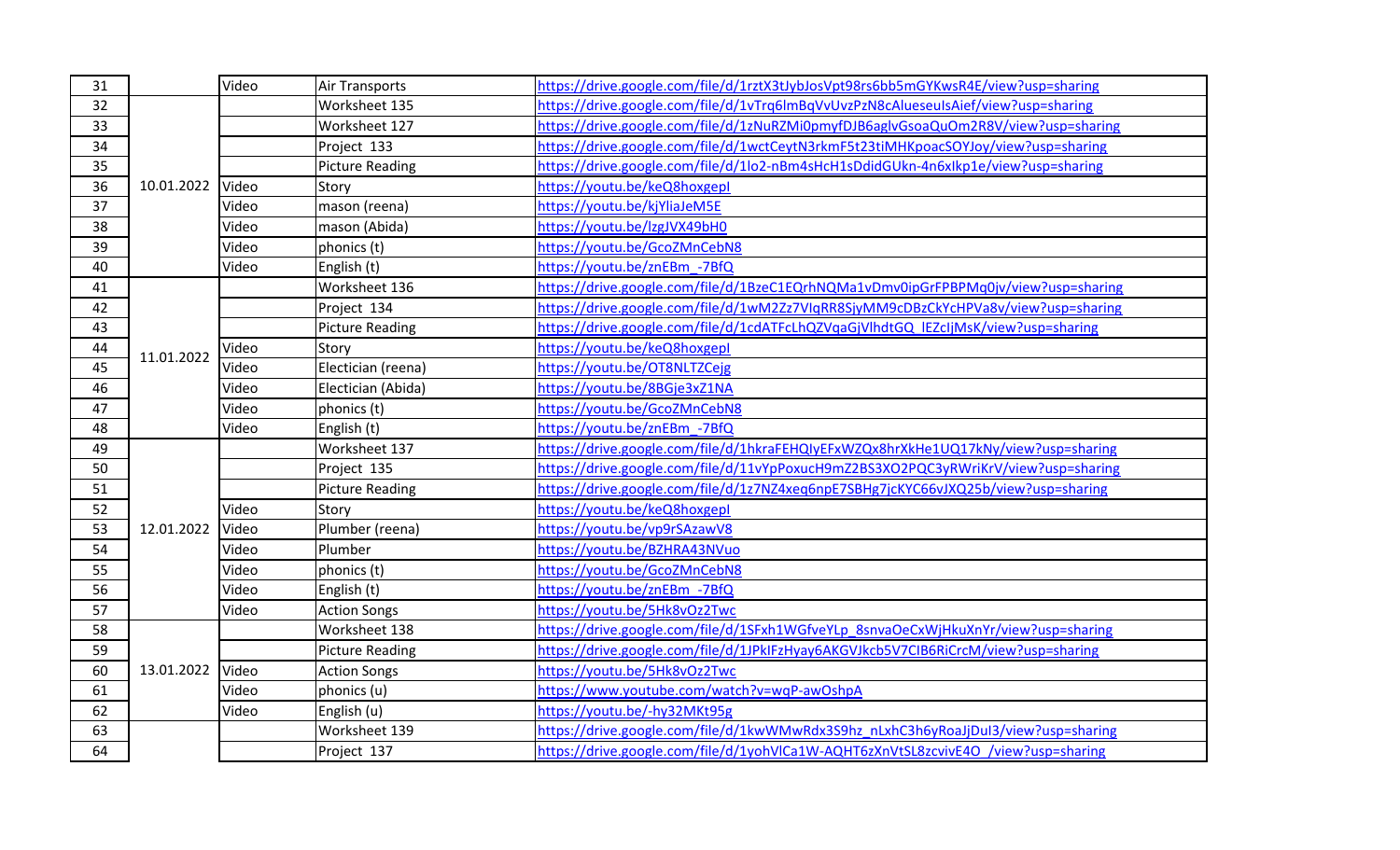| 31 | | Video | Air Transports | https://drive.google.com/file/d/1rztX3tJybJosVpt98rs6bb5mGYKwsR4E/view?usp=sharing |
|---|---|---|---|---|
| 32 | | | Worksheet 135 | https://drive.google.com/file/d/1vTrq6lmBqVvUvzPzN8cAlueseulsAief/view?usp=sharing |
| 33 | | | Worksheet 127 | https://drive.google.com/file/d/1zNuRZMi0pmyfDJB6aglvGsoaQuOm2R8V/view?usp=sharing |
| 34 | | | Project 133 | https://drive.google.com/file/d/1wctCeytN3rkmF5t23tiMHKpoacSOYJoy/view?usp=sharing |
| 35 | | | Picture Reading | https://drive.google.com/file/d/1lo2-nBm4sHcH1sDdidGUkn-4n6xlkp1e/view?usp=sharing |
| 36 | 10.01.2022 | Video | Story | https://youtu.be/keQ8hoxgepI |
| 37 | | Video | mason (reena) | https://youtu.be/kjYliaJeM5E |
| 38 | | Video | mason (Abida) | https://youtu.be/lzgJVX49bH0 |
| 39 | | Video | phonics (t) | https://youtu.be/GcoZMnCebN8 |
| 40 | | Video | English (t) | https://youtu.be/znEBm_-7BfQ |
| 41 | | | Worksheet 136 | https://drive.google.com/file/d/1BzeC1EQrhNQMa1vDmv0ipGrFPBPMq0jv/view?usp=sharing |
| 42 | | | Project 134 | https://drive.google.com/file/d/1wM2Zz7VIqRR8SjyMM9cDBzCkYcHPVa8v/view?usp=sharing |
| 43 | | | Picture Reading | https://drive.google.com/file/d/1cdATFcLhQZVqaGjVlhdtGQ_lEZcIjMsK/view?usp=sharing |
| 44 | 11.01.2022 | Video | Story | https://youtu.be/keQ8hoxgepI |
| 45 | | Video | Electician (reena) | https://youtu.be/OT8NLTZCejg |
| 46 | | Video | Electician (Abida) | https://youtu.be/8BGje3xZ1NA |
| 47 | | Video | phonics (t) | https://youtu.be/GcoZMnCebN8 |
| 48 | | Video | English (t) | https://youtu.be/znEBm_-7BfQ |
| 49 | | | Worksheet 137 | https://drive.google.com/file/d/1hkraFEHQIyEFxWZQx8hrXkHe1UQ17kNy/view?usp=sharing |
| 50 | | | Project 135 | https://drive.google.com/file/d/11vYpPoxucH9mZ2BS3XO2PQC3yRWriKrV/view?usp=sharing |
| 51 | | | Picture Reading | https://drive.google.com/file/d/1z7NZ4xeq6npE7SBHg7jcKYC66vJXQ25b/view?usp=sharing |
| 52 | | Video | Story | https://youtu.be/keQ8hoxgepI |
| 53 | 12.01.2022 | Video | Plumber (reena) | https://youtu.be/vp9rSAzawV8 |
| 54 | | Video | Plumber | https://youtu.be/BZHRA43NVuo |
| 55 | | Video | phonics (t) | https://youtu.be/GcoZMnCebN8 |
| 56 | | Video | English (t) | https://youtu.be/znEBm_-7BfQ |
| 57 | | Video | Action Songs | https://youtu.be/5Hk8vOz2Twc |
| 58 | | | Worksheet 138 | https://drive.google.com/file/d/1SFxh1WGfveYLp_8snvaOeCxWjHkuXnYr/view?usp=sharing |
| 59 | | | Picture Reading | https://drive.google.com/file/d/1JPklFzHyay6AKGVJkcb5V7CIB6RiCrcM/view?usp=sharing |
| 60 | 13.01.2022 | Video | Action Songs | https://youtu.be/5Hk8vOz2Twc |
| 61 | | Video | phonics (u) | https://www.youtube.com/watch?v=wqP-awOshpA |
| 62 | | Video | English (u) | https://youtu.be/-hy32MKt95g |
| 63 | | | Worksheet 139 | https://drive.google.com/file/d/1kwWMwRdx3S9hz_nLxhC3h6yRoaJjDuI3/view?usp=sharing |
| 64 | | | Project 137 | https://drive.google.com/file/d/1yohVlCa1W-AQHT6zXnVtSL8zcvivE4O_/view?usp=sharing |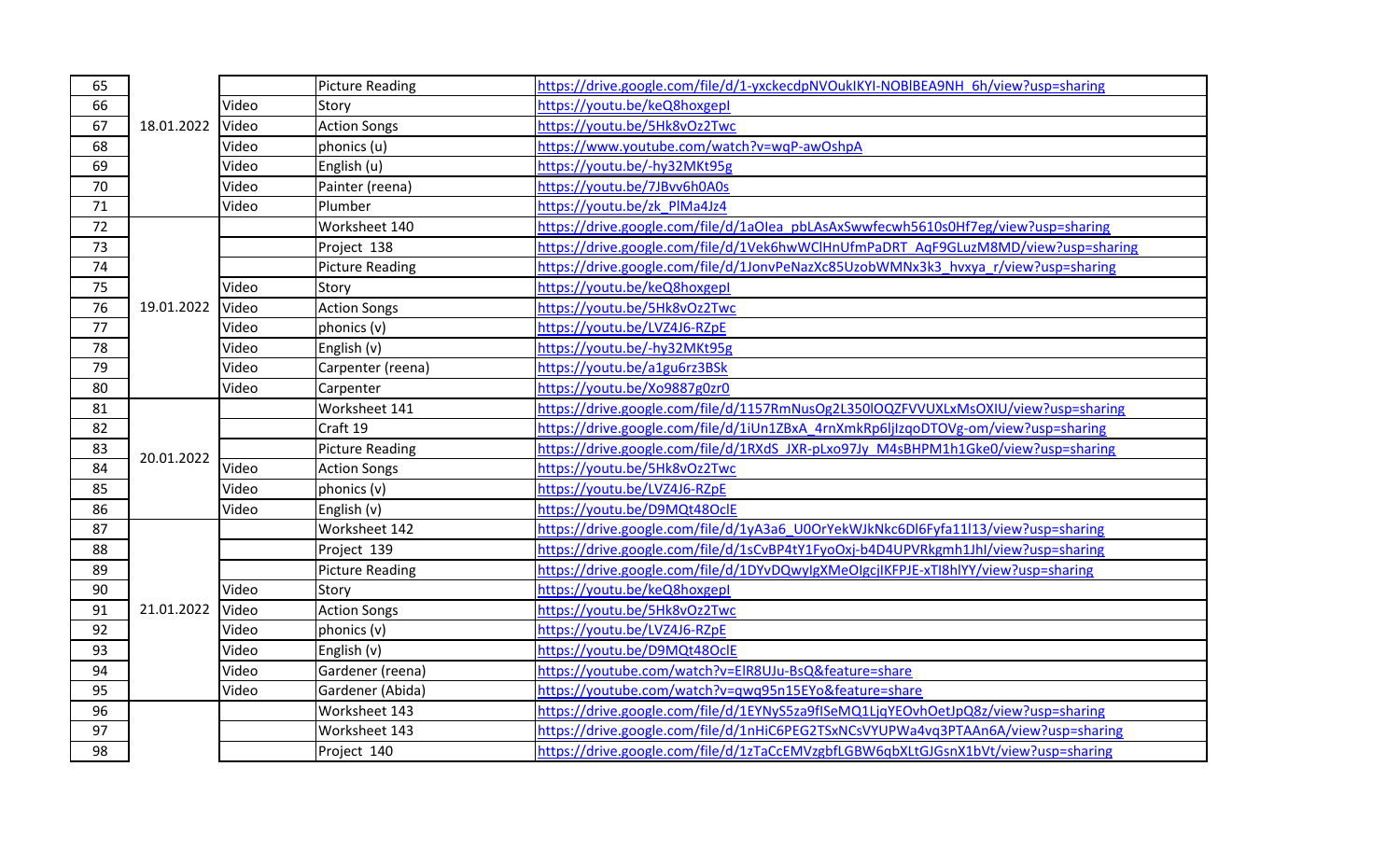| | | | | |
|---|---|---|---|---|
| 65 | | | Picture Reading | https://drive.google.com/file/d/1-yxckecdpNVOukIKYI-NOBlBEA9NH_6h/view?usp=sharing |
| 66 | | Video | Story | https://youtu.be/keQ8hoxgepI |
| 67 | 18.01.2022 | Video | Action Songs | https://youtu.be/5Hk8vOz2Twc |
| 68 | | Video | phonics (u) | https://www.youtube.com/watch?v=wqP-awOshpA |
| 69 | | Video | English (u) | https://youtu.be/-hy32MKt95g |
| 70 | | Video | Painter (reena) | https://youtu.be/7JBvv6h0A0s |
| 71 | | Video | Plumber | https://youtu.be/zk_PlMa4Jz4 |
| 72 | | | Worksheet 140 | https://drive.google.com/file/d/1aOIea_pbLAsAxSwwfecwh5610s0Hf7eg/view?usp=sharing |
| 73 | | | Project 138 | https://drive.google.com/file/d/1Vek6hwWClHnUfmPaDRT_AqF9GLuzM8MD/view?usp=sharing |
| 74 | | | Picture Reading | https://drive.google.com/file/d/1JonvPeNazXc85UzobWMNx3k3_hvxya_r/view?usp=sharing |
| 75 | | Video | Story | https://youtu.be/keQ8hoxgepI |
| 76 | 19.01.2022 | Video | Action Songs | https://youtu.be/5Hk8vOz2Twc |
| 77 | | Video | phonics (v) | https://youtu.be/LVZ4J6-RZpE |
| 78 | | Video | English (v) | https://youtu.be/-hy32MKt95g |
| 79 | | Video | Carpenter (reena) | https://youtu.be/a1gu6rz3BSk |
| 80 | | Video | Carpenter | https://youtu.be/Xo9887g0zr0 |
| 81 | | | Worksheet 141 | https://drive.google.com/file/d/1157RmNusOg2L350lOQZFVVUXLxMsOXIU/view?usp=sharing |
| 82 | | | Craft 19 | https://drive.google.com/file/d/1iUn1ZBxA_4rnXmkRp6ljIzqoDTOVg-om/view?usp=sharing |
| 83 | 20.01.2022 | | Picture Reading | https://drive.google.com/file/d/1RXdS_JXR-pLxo97Jy_M4sBHPM1h1Gke0/view?usp=sharing |
| 84 | | Video | Action Songs | https://youtu.be/5Hk8vOz2Twc |
| 85 | | Video | phonics (v) | https://youtu.be/LVZ4J6-RZpE |
| 86 | | Video | English (v) | https://youtu.be/D9MQt48OclE |
| 87 | | | Worksheet 142 | https://drive.google.com/file/d/1yA3a6_U0OrYekWJkNkc6Dl6Fyfa11l13/view?usp=sharing |
| 88 | | | Project 139 | https://drive.google.com/file/d/1sCvBP4tY1FyoOxj-b4D4UPVRkgmh1Jhl/view?usp=sharing |
| 89 | | | Picture Reading | https://drive.google.com/file/d/1DYvDQwylgXMeOlgcjIKFPJE-xTI8hlYY/view?usp=sharing |
| 90 | | Video | Story | https://youtu.be/keQ8hoxgepI |
| 91 | 21.01.2022 | Video | Action Songs | https://youtu.be/5Hk8vOz2Twc |
| 92 | | Video | phonics (v) | https://youtu.be/LVZ4J6-RZpE |
| 93 | | Video | English (v) | https://youtu.be/D9MQt48OclE |
| 94 | | Video | Gardener (reena) | https://youtube.com/watch?v=ElR8UJu-BsQ&feature=share |
| 95 | | Video | Gardener (Abida) | https://youtube.com/watch?v=qwq95n15EYo&feature=share |
| 96 | | | Worksheet 143 | https://drive.google.com/file/d/1EYNyS5za9flSeMQ1LjqYEOvhOetJpQ8z/view?usp=sharing |
| 97 | | | Worksheet 143 | https://drive.google.com/file/d/1nHiC6PEG2TSxNCsVYUPWa4vq3PTAAn6A/view?usp=sharing |
| 98 | | | Project 140 | https://drive.google.com/file/d/1zTaCcEMVzgbfLGBW6qbXLtGJGsnX1bVt/view?usp=sharing |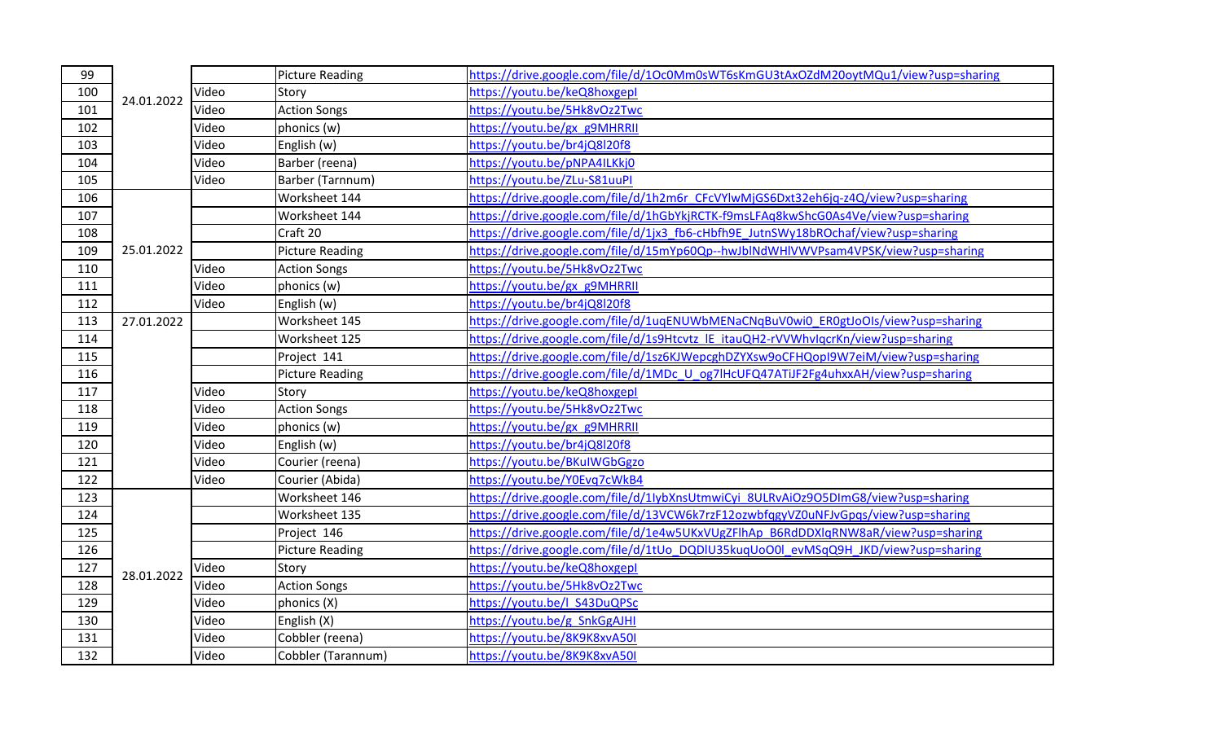| | | | | |
|---|---|---|---|---|
| 99 | 24.01.2022 | | Picture Reading | https://drive.google.com/file/d/1Oc0Mm0sWT6sKmGU3tAxOZdM20oytMQu1/view?usp=sharing |
| 100 | | Video | Story | https://youtu.be/keQ8hoxgepI |
| 101 | | Video | Action Songs | https://youtu.be/5Hk8vOz2Twc |
| 102 | | Video | phonics (w) | https://youtu.be/gx_g9MHRRII |
| 103 | | Video | English (w) | https://youtu.be/br4jQ8l20f8 |
| 104 | | Video | Barber (reena) | https://youtu.be/pNPA4ILKkj0 |
| 105 | | Video | Barber (Tarnnum) | https://youtu.be/ZLu-S81uuPI |
| 106 | 25.01.2022 | | Worksheet 144 | https://drive.google.com/file/d/1h2m6r_CFcVYlwMjGS6Dxt32eh6jq-z4Q/view?usp=sharing |
| 107 | | | Worksheet 144 | https://drive.google.com/file/d/1hGbYkjRCTK-f9msLFAq8kwShcG0As4Ve/view?usp=sharing |
| 108 | | | Craft 20 | https://drive.google.com/file/d/1jx3_fb6-cHbfh9E_JutnSWy18bROchaf/view?usp=sharing |
| 109 | | | Picture Reading | https://drive.google.com/file/d/15mYp60Qp--hwJblNdWHlVWVPsam4VPSK/view?usp=sharing |
| 110 | | Video | Action Songs | https://youtu.be/5Hk8vOz2Twc |
| 111 | | Video | phonics (w) | https://youtu.be/gx_g9MHRRII |
| 112 | | Video | English (w) | https://youtu.be/br4jQ8l20f8 |
| 113 | 27.01.2022 | | Worksheet 145 | https://drive.google.com/file/d/1uqENUWbMENaCNqBuV0wi0_ER0gtJoOIs/view?usp=sharing |
| 114 | | | Worksheet 125 | https://drive.google.com/file/d/1s9Htcvtz_lE_itauQH2-rVVWhvIqcrKn/view?usp=sharing |
| 115 | | | Project 141 | https://drive.google.com/file/d/1sz6KJWepcghDZYXsw9oCFHQopI9W7eiM/view?usp=sharing |
| 116 | | | Picture Reading | https://drive.google.com/file/d/1MDc_U_og7lHcUFQ47ATiJF2Fg4uhxxAH/view?usp=sharing |
| 117 | | Video | Story | https://youtu.be/keQ8hoxgepI |
| 118 | | Video | Action Songs | https://youtu.be/5Hk8vOz2Twc |
| 119 | | Video | phonics (w) | https://youtu.be/gx_g9MHRRII |
| 120 | | Video | English (w) | https://youtu.be/br4jQ8l20f8 |
| 121 | | Video | Courier (reena) | https://youtu.be/BKuIWGbGgzo |
| 122 | | Video | Courier (Abida) | https://youtu.be/Y0Evq7cWkB4 |
| 123 | 28.01.2022 | | Worksheet 146 | https://drive.google.com/file/d/1lybXnsUtmwiCyi_8ULRvAiOz9O5DImG8/view?usp=sharing |
| 124 | | | Worksheet 135 | https://drive.google.com/file/d/13VCW6k7rzF12ozwbfqgyVZ0uNFJvGpqs/view?usp=sharing |
| 125 | | | Project 146 | https://drive.google.com/file/d/1e4w5UKxVUgZFlhAp_B6RdDDXlqRNW8aR/view?usp=sharing |
| 126 | | | Picture Reading | https://drive.google.com/file/d/1tUo_DQDlU35kuqUoO0l_evMSqQ9H_JKD/view?usp=sharing |
| 127 | | Video | Story | https://youtu.be/keQ8hoxgepI |
| 128 | | Video | Action Songs | https://youtu.be/5Hk8vOz2Twc |
| 129 | | Video | phonics (X) | https://youtu.be/l_S43DuQPSc |
| 130 | | Video | English (X) | https://youtu.be/g_SnkGgAJHI |
| 131 | | Video | Cobbler (reena) | https://youtu.be/8K9K8xvA50I |
| 132 | | Video | Cobbler (Tarannum) | https://youtu.be/8K9K8xvA50I |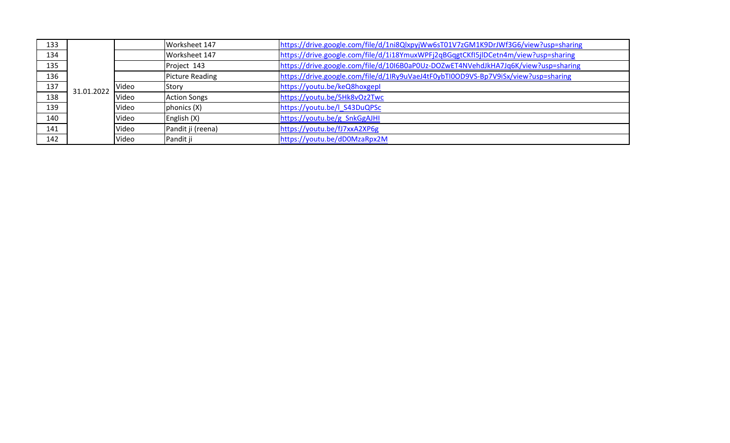| | | | | |
|---|---|---|---|---|
| 133 | 31.01.2022 | | Worksheet 147 | https://drive.google.com/file/d/1ni8QlxpyjWw6sT01V7zGM1K9DrJWf3G6/view?usp=sharing |
| 134 | | | Worksheet 147 | https://drive.google.com/file/d/1i18YmuxWPFj2qBGqgtCKfl5jlDCetn4m/view?usp=sharing |
| 135 | | | Project 143 | https://drive.google.com/file/d/10I6B0aP0Uz-DOZwET4NVehdJkHA7Jq6K/view?usp=sharing |
| 136 | | | Picture Reading | https://drive.google.com/file/d/1IRy9uVaeJ4tF0ybTI0OD9VS-Bp7V9iSx/view?usp=sharing |
| 137 | | Video | Story | https://youtu.be/keQ8hoxgepI |
| 138 | | Video | Action Songs | https://youtu.be/5Hk8vOz2Twc |
| 139 | | Video | phonics (X) | https://youtu.be/l_S43DuQPSc |
| 140 | | Video | English (X) | https://youtu.be/g_SnkGgAJHI |
| 141 | | Video | Pandit ji (reena) | https://youtu.be/fJ7xxA2XP6g |
| 142 | | Video | Pandit ji | https://youtu.be/dD0MzaRpx2M |